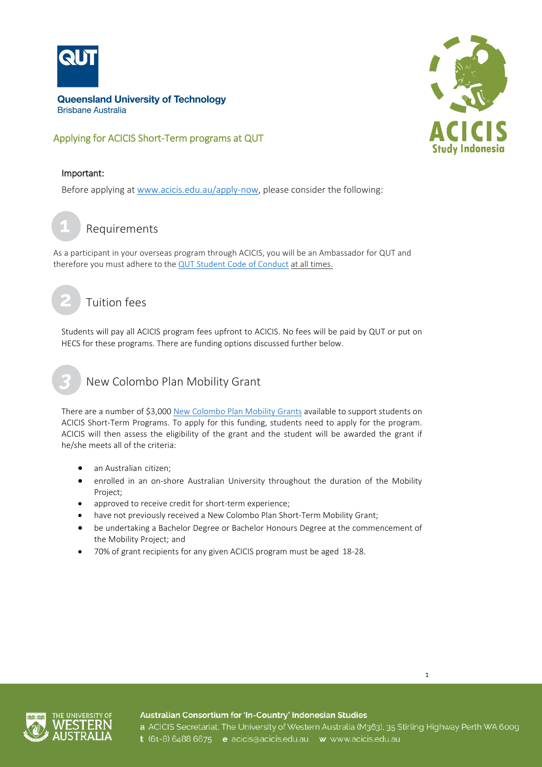**Queensland University of Technology**
Brisbane Australia

# Applying for ACICIS Short-Term programs at QUT

### Important:

Before applying at www.acicis.edu.au/apply-now, please consider the following:

## 1 Requirements

As a participant in your overseas program through ACICIS, you will be an Ambassador for QUT and therefore you must adhere to the QUT Student Code of Conduct at all times.

## 2 Tuition fees

Students will pay all ACICIS program fees upfront to ACICIS. No fees will be paid by QUT or put on HECS for these programs. There are funding options discussed further below.

## 3 New Colombo Plan Mobility Grant

There are a number of $3,000 New Colombo Plan Mobility Grants available to support students on ACICIS Short-Term Programs. To apply for this funding, students need to apply for the program. ACICIS will then assess the eligibility of the grant and the student will be awarded the grant if he/she meets all of the criteria:

- an Australian citizen;
- enrolled in an on-shore Australian University throughout the duration of the Mobility Project;
- approved to receive credit for short-term experience;
- have not previously received a New Colombo Plan Short-Term Mobility Grant;
- be undertaking a Bachelor Degree or Bachelor Honours Degree at the commencement of the Mobility Project; and
- 70% of grant recipients for any given ACICIS program must be aged 18-28.

**Australian Consortium for 'In-Country' Indonesian Studies**
a ACICIS Secretariat, The University of Western Australia (M363), 35 Stirling Highway Perth WA 6009
t (61-8) 6488 6675 e acicis@acicis.edu.au w www.acicis.edu.au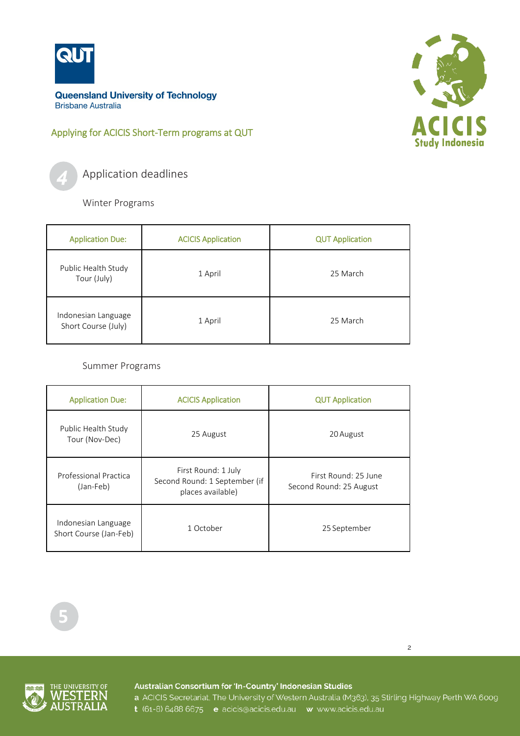Queensland University of Technology
Brisbane Australia

## Applying for ACICIS Short-Term programs at QUT

### 4 Application deadlines

#### Winter Programs

| Application Due: | ACICIS Application | QUT Application |
|---|---|---|
| Public Health Study Tour (July) | 1 April | 25 March |
| Indonesian Language Short Course (July) | 1 April | 25 March |

#### Summer Programs

| Application Due: | ACICIS Application | QUT Application |
|---|---|---|
| Public Health Study Tour (Nov-Dec) | 25 August | 20 August |
| Professional Practica (Jan-Feb) | First Round: 1 July<br>Second Round: 1 September (if places available) | First Round: 25 June<br>Second Round: 25 August |
| Indonesian Language Short Course (Jan-Feb) | 1 October | 25 September |

### 5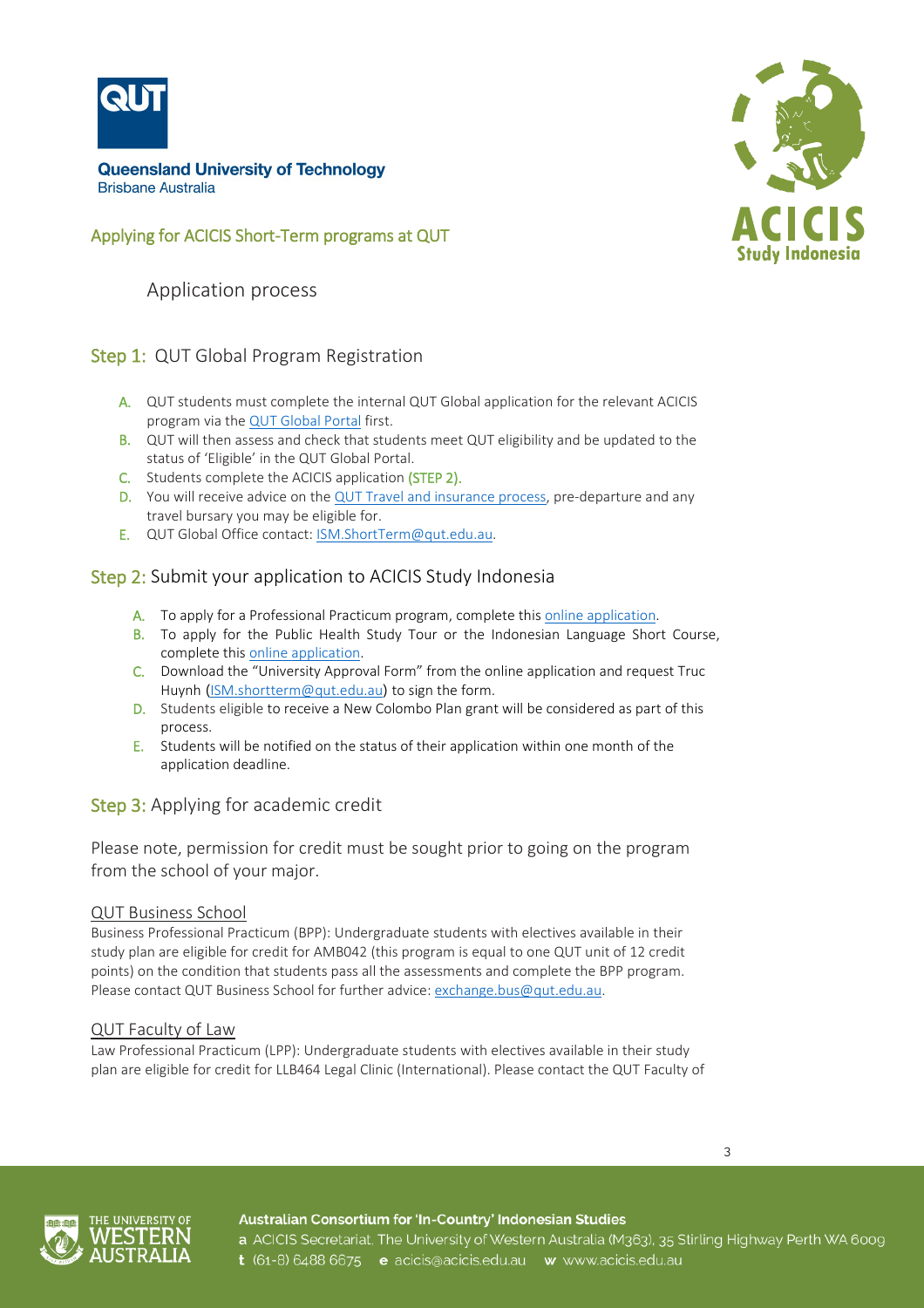**Queensland University of Technology**
Brisbane Australia

## Applying for ACICIS Short-Term programs at QUT

### Application process

### Step 1: QUT Global Program Registration

A. QUT students must complete the internal QUT Global application for the relevant ACICIS program via the QUT Global Portal first.
B. QUT will then assess and check that students meet QUT eligibility and be updated to the status of 'Eligible' in the QUT Global Portal.
C. Students complete the ACICIS application (STEP 2).
D. You will receive advice on the QUT Travel and insurance process, pre-departure and any travel bursary you may be eligible for.
E. QUT Global Office contact: ISM.ShortTerm@qut.edu.au.

### Step 2: Submit your application to ACICIS Study Indonesia

A. To apply for a Professional Practicum program, complete this online application.
B. To apply for the Public Health Study Tour or the Indonesian Language Short Course, complete this online application.
C. Download the "University Approval Form" from the online application and request Truc Huynh (ISM.shortterm@qut.edu.au) to sign the form.
D. Students eligible to receive a New Colombo Plan grant will be considered as part of this process.
E. Students will be notified on the status of their application within one month of the application deadline.

### Step 3: Applying for academic credit

Please note, permission for credit must be sought prior to going on the program from the school of your major.

#### QUT Business School

Business Professional Practicum (BPP): Undergraduate students with electives available in their study plan are eligible for credit for AMB042 (this program is equal to one QUT unit of 12 credit points) on the condition that students pass all the assessments and complete the BPP program. Please contact QUT Business School for further advice: exchange.bus@qut.edu.au.

#### QUT Faculty of Law

Law Professional Practicum (LPP): Undergraduate students with electives available in their study plan are eligible for credit for LLB464 Legal Clinic (International). Please contact the QUT Faculty of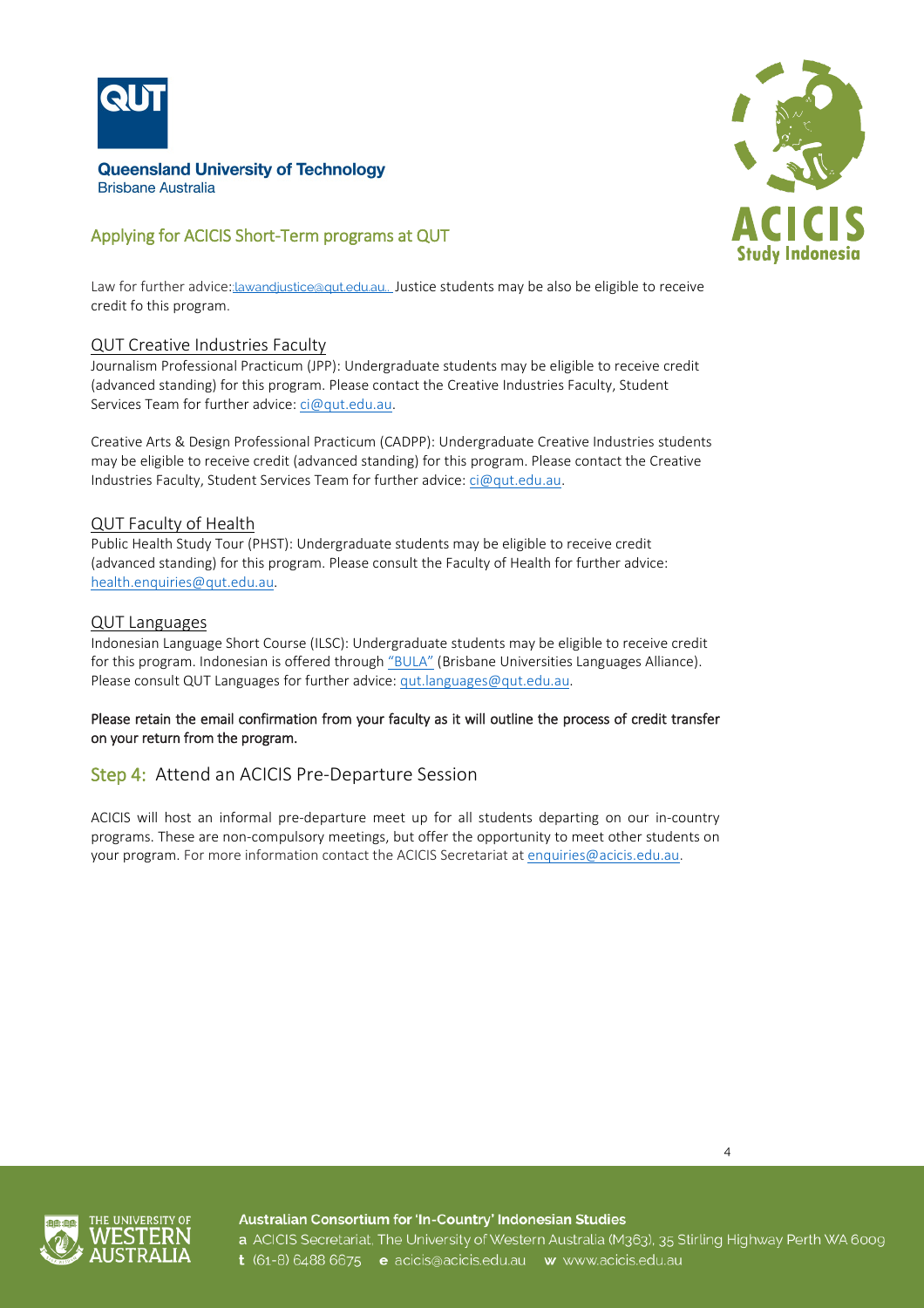Law for further advice: lawandjustice@qut.edu.au. Justice students may be also be eligible to receive credit fo this program.

### QUT Creative Industries Faculty

Journalism Professional Practicum (JPP): Undergraduate students may be eligible to receive credit (advanced standing) for this program. Please contact the Creative Industries Faculty, Student Services Team for further advice: ci@qut.edu.au.

Creative Arts & Design Professional Practicum (CADPP): Undergraduate Creative Industries students may be eligible to receive credit (advanced standing) for this program. Please contact the Creative Industries Faculty, Student Services Team for further advice: ci@qut.edu.au.

### QUT Faculty of Health

Public Health Study Tour (PHST): Undergraduate students may be eligible to receive credit (advanced standing) for this program. Please consult the Faculty of Health for further advice: health.enquiries@qut.edu.au.

### QUT Languages

Indonesian Language Short Course (ILSC): Undergraduate students may be eligible to receive credit for this program. Indonesian is offered through "BULA" (Brisbane Universities Languages Alliance). Please consult QUT Languages for further advice: qut.languages@qut.edu.au.

**Please retain the email confirmation from your faculty as it will outline the process of credit transfer on your return from the program.**

## Step 4: Attend an ACICIS Pre-Departure Session

ACICIS will host an informal pre-departure meet up for all students departing on our in-country programs. These are non-compulsory meetings, but offer the opportunity to meet other students on your program. For more information contact the ACICIS Secretariat at enquiries@acicis.edu.au.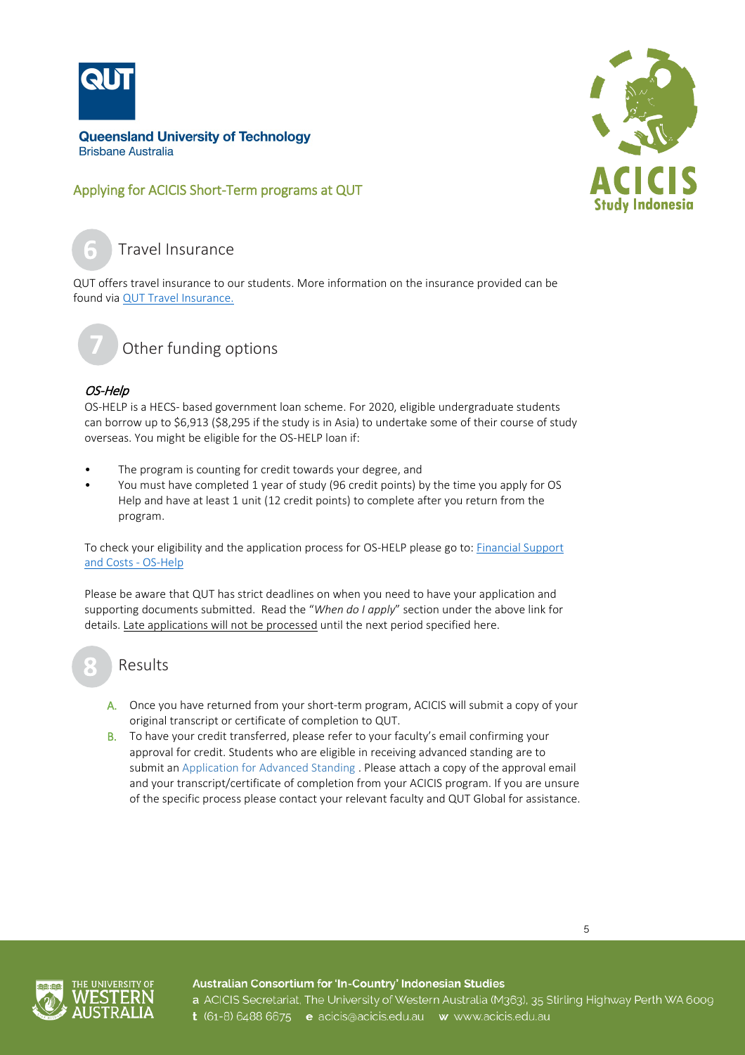# Applying for ACICIS Short-Term programs at QUT

## 6 Travel Insurance

QUT offers travel insurance to our students. More information on the insurance provided can be found via [QUT Travel Insurance.]()

## 7 Other funding options

### *OS-Help*

OS-HELP is a HECS- based government loan scheme. For 2020, eligible undergraduate students can borrow up to $6,913 ($8,295 if the study is in Asia) to undertake some of their course of study overseas. You might be eligible for the OS-HELP loan if:

- The program is counting for credit towards your degree, and
- You must have completed 1 year of study (96 credit points) by the time you apply for OS Help and have at least 1 unit (12 credit points) to complete after you return from the program.

To check your eligibility and the application process for OS-HELP please go to: [Financial Support and Costs - OS-Help]()

Please be aware that QUT has strict deadlines on when you need to have your application and supporting documents submitted. Read the "*When do I apply*" section under the above link for details. Late applications will not be processed until the next period specified here.

## 8 Results

A. Once you have returned from your short-term program, ACICIS will submit a copy of your original transcript or certificate of completion to QUT.

B. To have your credit transferred, please refer to your faculty's email confirming your approval for credit. Students who are eligible in receiving advanced standing are to submit an Application for Advanced Standing . Please attach a copy of the approval email and your transcript/certificate of completion from your ACICIS program. If you are unsure of the specific process please contact your relevant faculty and QUT Global for assistance.

**Australian Consortium for 'In-Country' Indonesian Studies**
**a** ACICIS Secretariat, The University of Western Australia (M363), 35 Stirling Highway Perth WA 6009
**t** (61-8) 6488 6675 **e** acicis@acicis.edu.au **w** www.acicis.edu.au